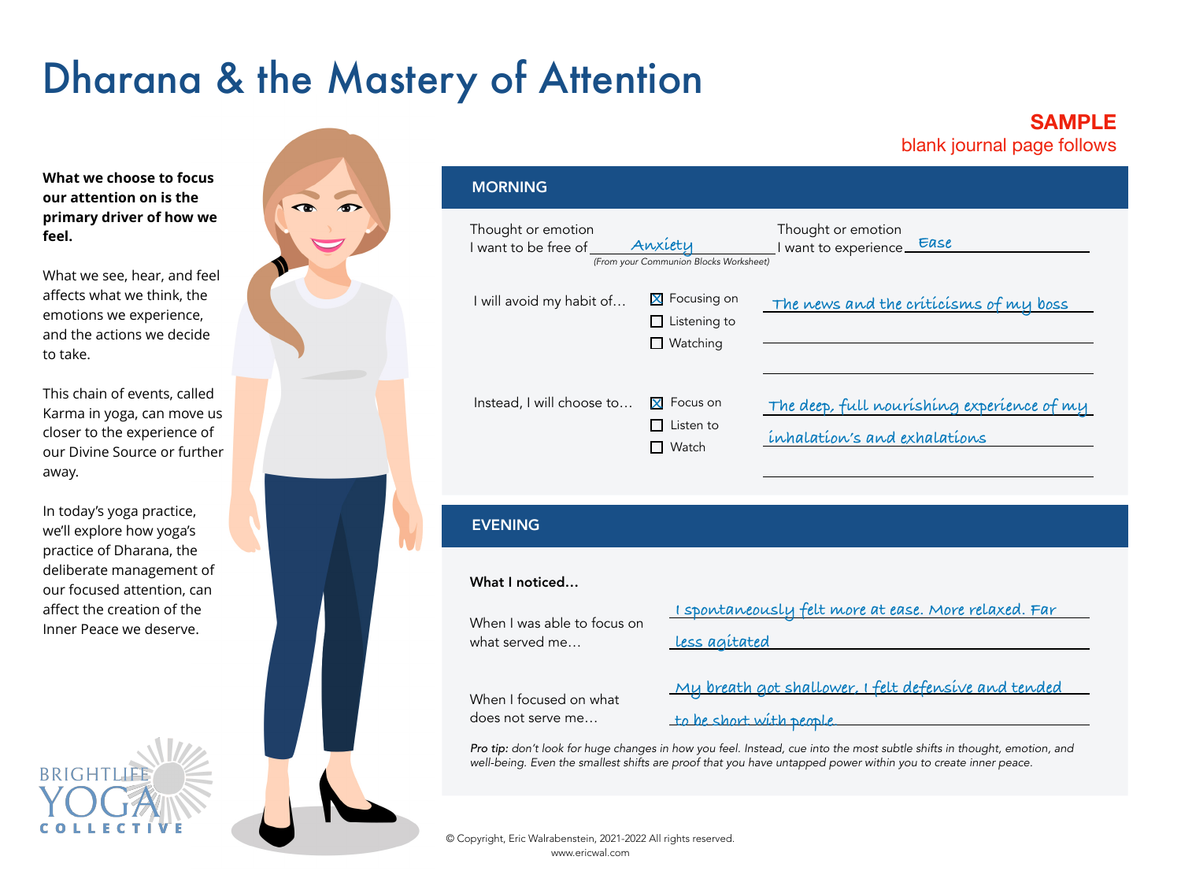# Dharana & the Mastery of Attention

**SAMPLE**
blank journal page follows

**What we choose to focus our attention on is the primary driver of how we feel.**

What we see, hear, and feel affects what we think, the emotions we experience, and the actions we decide to take.

This chain of events, called Karma in yoga, can move us closer to the experience of our Divine Source or further away.

In today's yoga practice, we'll explore how yoga's practice of Dharana, the deliberate management of our focused attention, can affect the creation of the Inner Peace we deserve.

## MORNING

Thought or emotion I want to be free of: Anxiety
*(From your Communion Blocks Worksheet)*

Thought or emotion I want to experience: Ease

I will avoid my habit of…

- [x] Focusing on
- [ ] Listening to
- [ ] Watching

The news and the criticisms of my boss

Instead, I will choose to…

- [x] Focus on
- [ ] Listen to
- [ ] Watch

The deep, full nourishing experience of my inhalation's and exhalations

## EVENING

**What I noticed…**

When I was able to focus on what served me… I spontaneously felt more at ease. More relaxed. Far less agitated

When I focused on what does not serve me… My breath got shallower, I felt defensive and tended to be short with people.

*Pro tip: don't look for huge changes in how you feel. Instead, cue into the most subtle shifts in thought, emotion, and well-being. Even the smallest shifts are proof that you have untapped power within you to create inner peace.*

BRIGHTLIFE YOGA COLLECTIVE

© Copyright, Eric Walrabenstein, 2021-2022 All rights reserved.
www.ericwal.com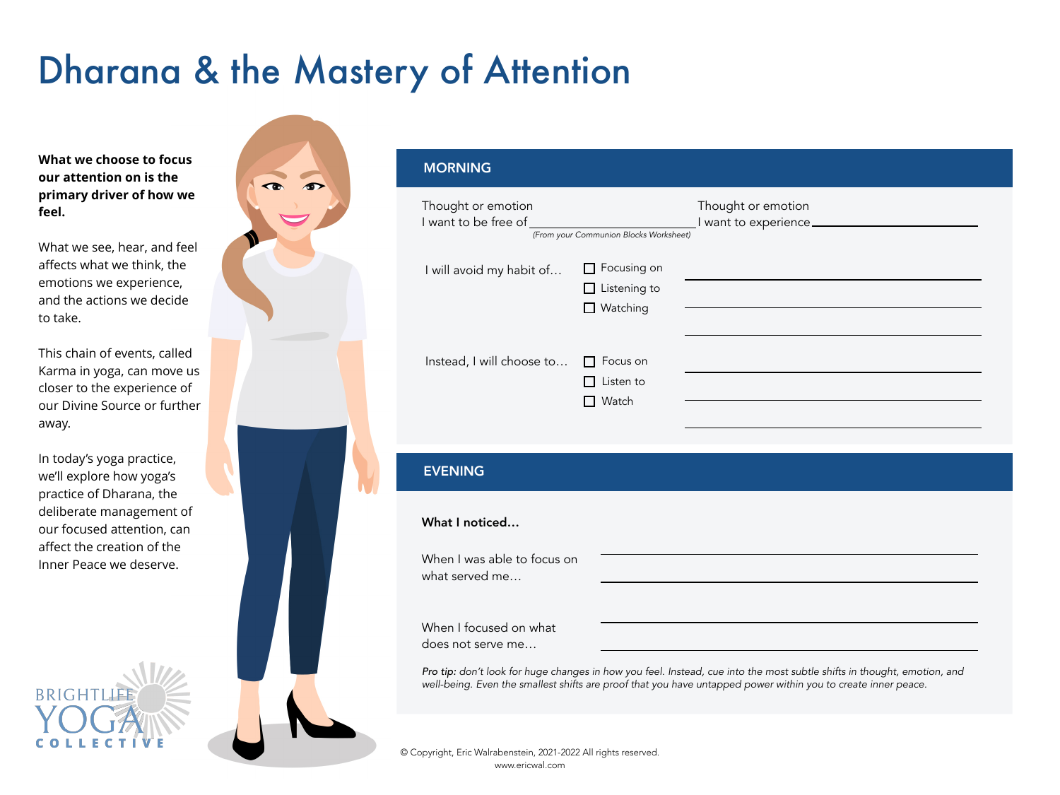# Dharana & the Mastery of Attention

**What we choose to focus our attention on is the primary driver of how we feel.**

What we see, hear, and feel affects what we think, the emotions we experience, and the actions we decide to take.

This chain of events, called Karma in yoga, can move us closer to the experience of our Divine Source or further away.

In today's yoga practice, we'll explore how yoga's practice of Dharana, the deliberate management of our focused attention, can affect the creation of the Inner Peace we deserve.

BRIGHTLIFE YOGA COLLECTIVE

## MORNING

Thought or emotion I want to be free of ______________________
*(From your Communion Blocks Worksheet)*

Thought or emotion I want to experience ______________________

I will avoid my habit of…

- ☐ Focusing on ______________________
- ☐ Listening to ______________________
- ☐ Watching ______________________

______________________

Instead, I will choose to…

- ☐ Focus on ______________________
- ☐ Listen to ______________________
- ☐ Watch ______________________

______________________

## EVENING

**What I noticed…**

When I was able to focus on what served me… ______________________

______________________

When I focused on what does not serve me… ______________________

______________________

*Pro tip: don't look for huge changes in how you feel. Instead, cue into the most subtle shifts in thought, emotion, and well-being. Even the smallest shifts are proof that you have untapped power within you to create inner peace.*

© Copyright, Eric Walrabenstein, 2021-2022 All rights reserved.
www.ericwal.com